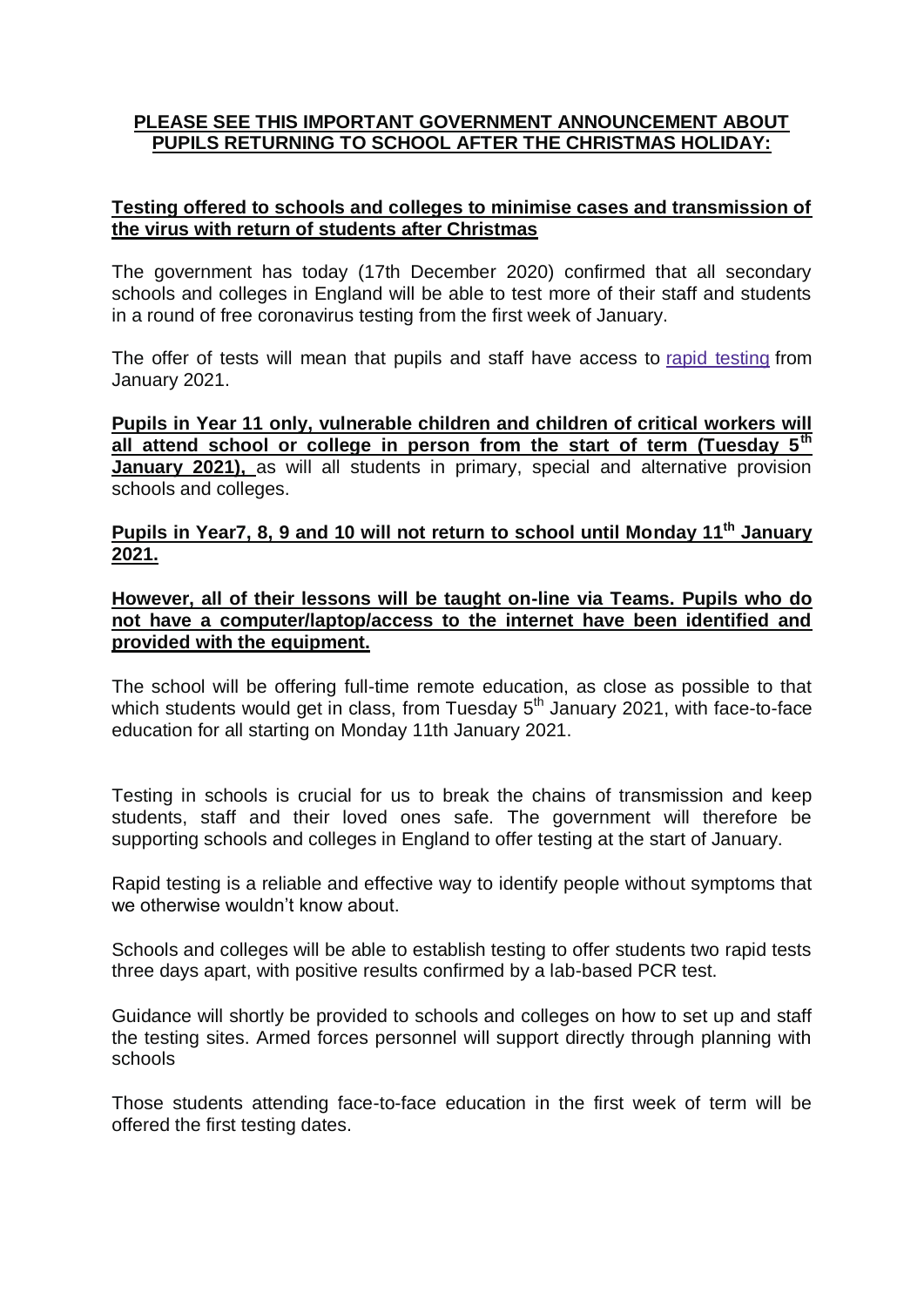**PLEASE SEE THIS IMPORTANT GOVERNMENT ANNOUNCEMENT ABOUT PUPILS RETURNING TO SCHOOL AFTER THE CHRISTMAS HOLIDAY:**

**Testing offered to schools and colleges to minimise cases and transmission of the virus with return of students after Christmas**

The government has today (17th December 2020) confirmed that all secondary schools and colleges in England will be able to test more of their staff and students in a round of free coronavirus testing from the first week of January.

The offer of tests will mean that pupils and staff have access to rapid testing from January 2021.

**Pupils in Year 11 only, vulnerable children and children of critical workers will all attend school or college in person from the start of term (Tuesday 5th January 2021),** as will all students in primary, special and alternative provision schools and colleges.

**Pupils in Year7, 8, 9 and 10 will not return to school until Monday 11th January 2021.**

**However, all of their lessons will be taught on-line via Teams. Pupils who do not have a computer/laptop/access to the internet have been identified and provided with the equipment.**

The school will be offering full-time remote education, as close as possible to that which students would get in class, from Tuesday 5th January 2021, with face-to-face education for all starting on Monday 11th January 2021.

Testing in schools is crucial for us to break the chains of transmission and keep students, staff and their loved ones safe. The government will therefore be supporting schools and colleges in England to offer testing at the start of January.

Rapid testing is a reliable and effective way to identify people without symptoms that we otherwise wouldn't know about.

Schools and colleges will be able to establish testing to offer students two rapid tests three days apart, with positive results confirmed by a lab-based PCR test.

Guidance will shortly be provided to schools and colleges on how to set up and staff the testing sites. Armed forces personnel will support directly through planning with schools

Those students attending face-to-face education in the first week of term will be offered the first testing dates.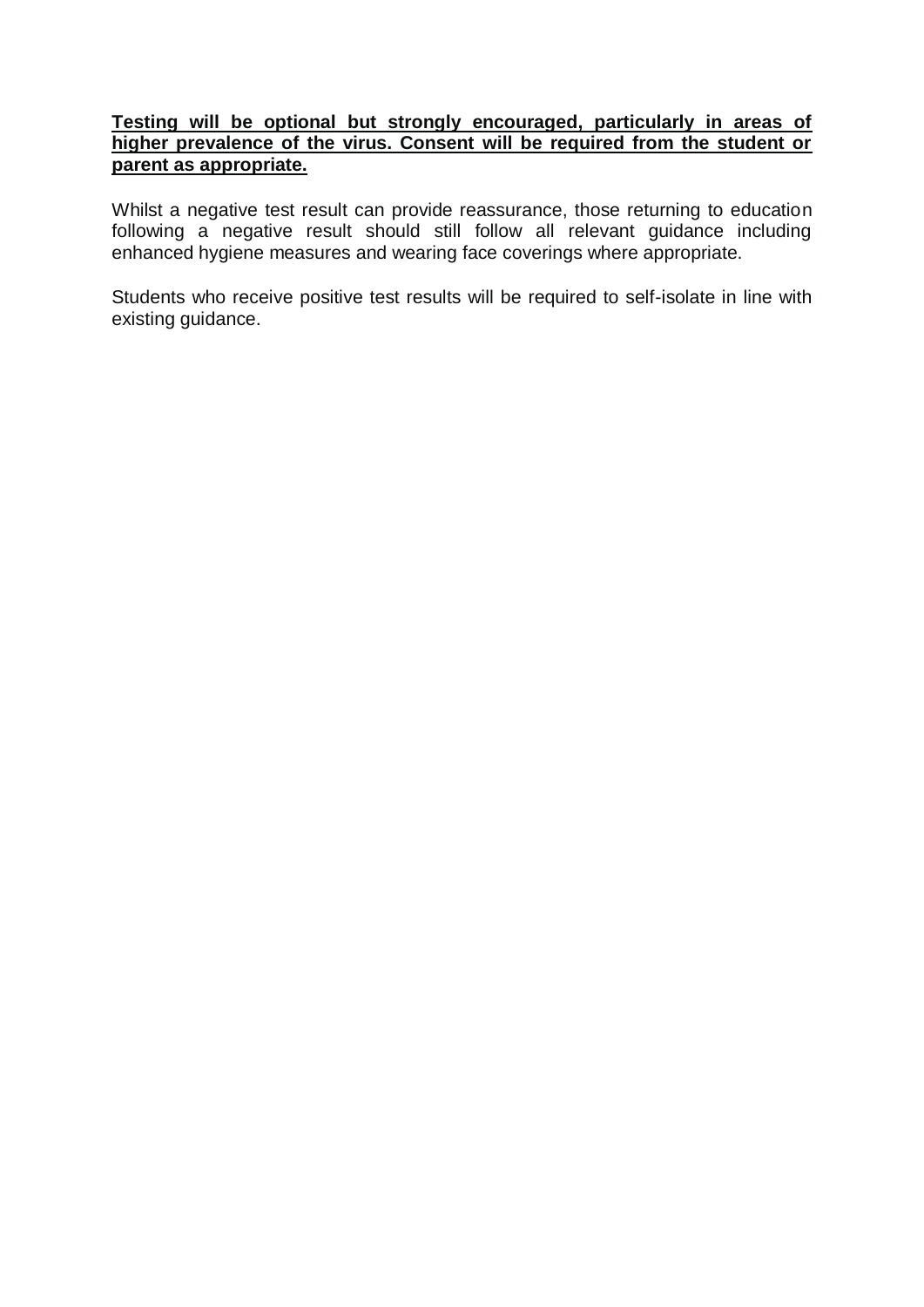**Testing will be optional but strongly encouraged, particularly in areas of higher prevalence of the virus. Consent will be required from the student or parent as appropriate.**

Whilst a negative test result can provide reassurance, those returning to education following a negative result should still follow all relevant guidance including enhanced hygiene measures and wearing face coverings where appropriate.

Students who receive positive test results will be required to self-isolate in line with existing guidance.